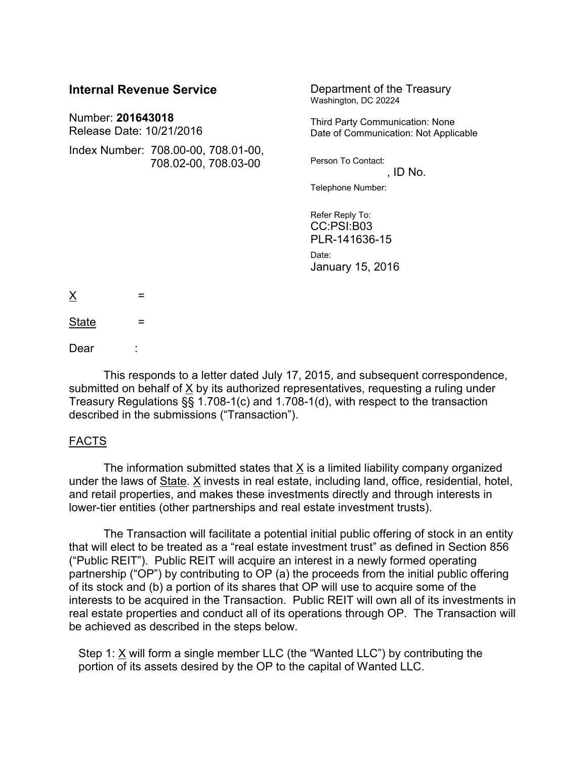**Internal Revenue Service**

Number: **201643018**
Release Date: 10/21/2016

Index Number: 708.00-00, 708.01-00, 708.02-00, 708.03-00

Department of the Treasury
Washington, DC 20224

Third Party Communication: None
Date of Communication: Not Applicable

Person To Contact:
, ID No.

Telephone Number:

Refer Reply To:
CC:PSI:B03
PLR-141636-15

Date:
January 15, 2016

X =

State =

Dear :

This responds to a letter dated July 17, 2015, and subsequent correspondence, submitted on behalf of X by its authorized representatives, requesting a ruling under Treasury Regulations §§ 1.708-1(c) and 1.708-1(d), with respect to the transaction described in the submissions ("Transaction").

FACTS

The information submitted states that X is a limited liability company organized under the laws of State. X invests in real estate, including land, office, residential, hotel, and retail properties, and makes these investments directly and through interests in lower-tier entities (other partnerships and real estate investment trusts).

The Transaction will facilitate a potential initial public offering of stock in an entity that will elect to be treated as a "real estate investment trust" as defined in Section 856 ("Public REIT"). Public REIT will acquire an interest in a newly formed operating partnership ("OP") by contributing to OP (a) the proceeds from the initial public offering of its stock and (b) a portion of its shares that OP will use to acquire some of the interests to be acquired in the Transaction. Public REIT will own all of its investments in real estate properties and conduct all of its operations through OP. The Transaction will be achieved as described in the steps below.

Step 1: X will form a single member LLC (the "Wanted LLC") by contributing the portion of its assets desired by the OP to the capital of Wanted LLC.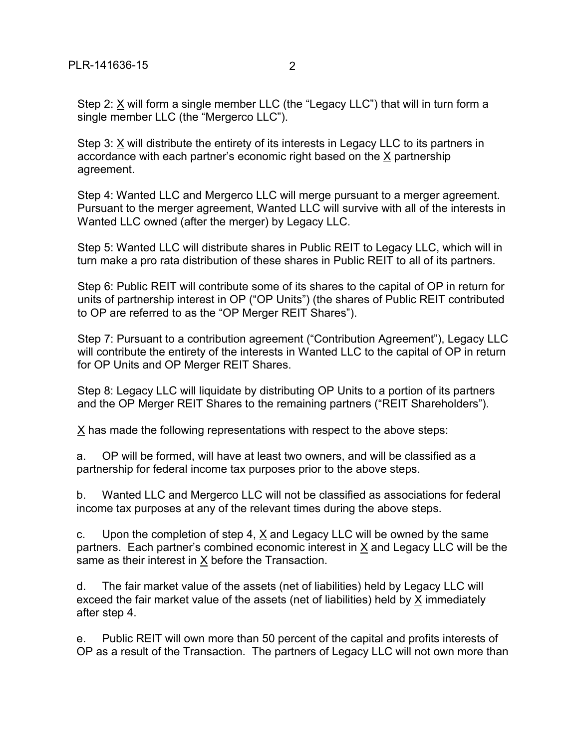Step 2: X will form a single member LLC (the "Legacy LLC") that will in turn form a single member LLC (the "Mergerco LLC").

Step 3: X will distribute the entirety of its interests in Legacy LLC to its partners in accordance with each partner's economic right based on the X partnership agreement.

Step 4: Wanted LLC and Mergerco LLC will merge pursuant to a merger agreement. Pursuant to the merger agreement, Wanted LLC will survive with all of the interests in Wanted LLC owned (after the merger) by Legacy LLC.

Step 5: Wanted LLC will distribute shares in Public REIT to Legacy LLC, which will in turn make a pro rata distribution of these shares in Public REIT to all of its partners.

Step 6: Public REIT will contribute some of its shares to the capital of OP in return for units of partnership interest in OP ("OP Units") (the shares of Public REIT contributed to OP are referred to as the "OP Merger REIT Shares").

Step 7: Pursuant to a contribution agreement ("Contribution Agreement"), Legacy LLC will contribute the entirety of the interests in Wanted LLC to the capital of OP in return for OP Units and OP Merger REIT Shares.

Step 8: Legacy LLC will liquidate by distributing OP Units to a portion of its partners and the OP Merger REIT Shares to the remaining partners ("REIT Shareholders").

X has made the following representations with respect to the above steps:

a. OP will be formed, will have at least two owners, and will be classified as a partnership for federal income tax purposes prior to the above steps.

b. Wanted LLC and Mergerco LLC will not be classified as associations for federal income tax purposes at any of the relevant times during the above steps.

c. Upon the completion of step 4, X and Legacy LLC will be owned by the same partners. Each partner's combined economic interest in X and Legacy LLC will be the same as their interest in X before the Transaction.

d. The fair market value of the assets (net of liabilities) held by Legacy LLC will exceed the fair market value of the assets (net of liabilities) held by X immediately after step 4.

e. Public REIT will own more than 50 percent of the capital and profits interests of OP as a result of the Transaction. The partners of Legacy LLC will not own more than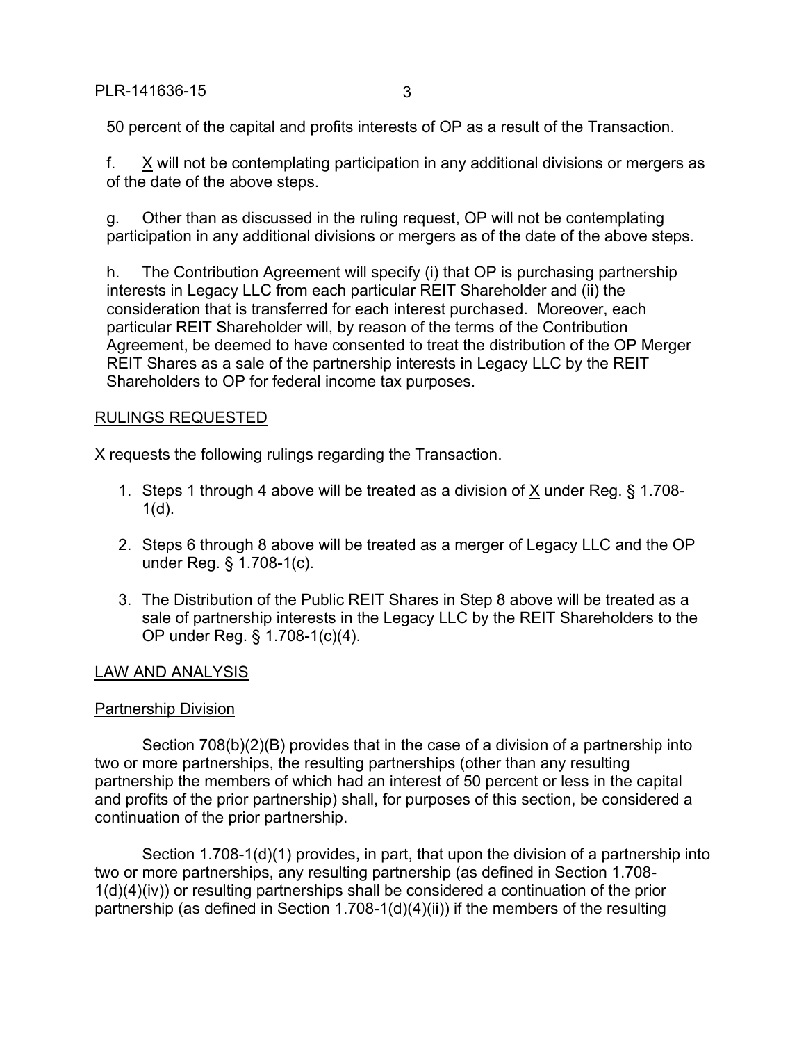50 percent of the capital and profits interests of OP as a result of the Transaction.

f. X will not be contemplating participation in any additional divisions or mergers as of the date of the above steps.

g. Other than as discussed in the ruling request, OP will not be contemplating participation in any additional divisions or mergers as of the date of the above steps.

h. The Contribution Agreement will specify (i) that OP is purchasing partnership interests in Legacy LLC from each particular REIT Shareholder and (ii) the consideration that is transferred for each interest purchased. Moreover, each particular REIT Shareholder will, by reason of the terms of the Contribution Agreement, be deemed to have consented to treat the distribution of the OP Merger REIT Shares as a sale of the partnership interests in Legacy LLC by the REIT Shareholders to OP for federal income tax purposes.

## RULINGS REQUESTED

X requests the following rulings regarding the Transaction.

1. Steps 1 through 4 above will be treated as a division of X under Reg. § 1.708-1(d).
2. Steps 6 through 8 above will be treated as a merger of Legacy LLC and the OP under Reg. § 1.708-1(c).
3. The Distribution of the Public REIT Shares in Step 8 above will be treated as a sale of partnership interests in the Legacy LLC by the REIT Shareholders to the OP under Reg. § 1.708-1(c)(4).

## LAW AND ANALYSIS

### Partnership Division

Section 708(b)(2)(B) provides that in the case of a division of a partnership into two or more partnerships, the resulting partnerships (other than any resulting partnership the members of which had an interest of 50 percent or less in the capital and profits of the prior partnership) shall, for purposes of this section, be considered a continuation of the prior partnership.

Section 1.708-1(d)(1) provides, in part, that upon the division of a partnership into two or more partnerships, any resulting partnership (as defined in Section 1.708-1(d)(4)(iv)) or resulting partnerships shall be considered a continuation of the prior partnership (as defined in Section 1.708-1(d)(4)(ii)) if the members of the resulting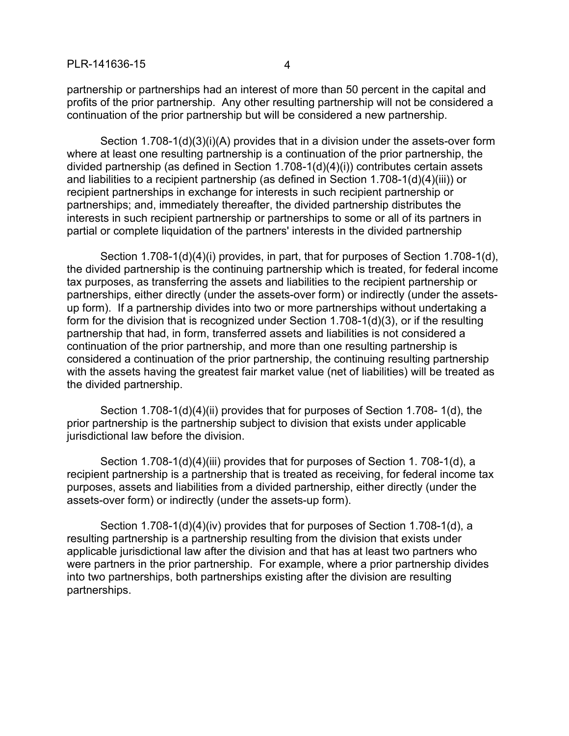partnership or partnerships had an interest of more than 50 percent in the capital and profits of the prior partnership. Any other resulting partnership will not be considered a continuation of the prior partnership but will be considered a new partnership.

Section 1.708-1(d)(3)(i)(A) provides that in a division under the assets-over form where at least one resulting partnership is a continuation of the prior partnership, the divided partnership (as defined in Section 1.708-1(d)(4)(i)) contributes certain assets and liabilities to a recipient partnership (as defined in Section 1.708-1(d)(4)(iii)) or recipient partnerships in exchange for interests in such recipient partnership or partnerships; and, immediately thereafter, the divided partnership distributes the interests in such recipient partnership or partnerships to some or all of its partners in partial or complete liquidation of the partners' interests in the divided partnership

Section 1.708-1(d)(4)(i) provides, in part, that for purposes of Section 1.708-1(d), the divided partnership is the continuing partnership which is treated, for federal income tax purposes, as transferring the assets and liabilities to the recipient partnership or partnerships, either directly (under the assets-over form) or indirectly (under the assets-up form). If a partnership divides into two or more partnerships without undertaking a form for the division that is recognized under Section 1.708-1(d)(3), or if the resulting partnership that had, in form, transferred assets and liabilities is not considered a continuation of the prior partnership, and more than one resulting partnership is considered a continuation of the prior partnership, the continuing resulting partnership with the assets having the greatest fair market value (net of liabilities) will be treated as the divided partnership.

Section 1.708-1(d)(4)(ii) provides that for purposes of Section 1.708- 1(d), the prior partnership is the partnership subject to division that exists under applicable jurisdictional law before the division.

Section 1.708-1(d)(4)(iii) provides that for purposes of Section 1. 708-1(d), a recipient partnership is a partnership that is treated as receiving, for federal income tax purposes, assets and liabilities from a divided partnership, either directly (under the assets-over form) or indirectly (under the assets-up form).

Section 1.708-1(d)(4)(iv) provides that for purposes of Section 1.708-1(d), a resulting partnership is a partnership resulting from the division that exists under applicable jurisdictional law after the division and that has at least two partners who were partners in the prior partnership. For example, where a prior partnership divides into two partnerships, both partnerships existing after the division are resulting partnerships.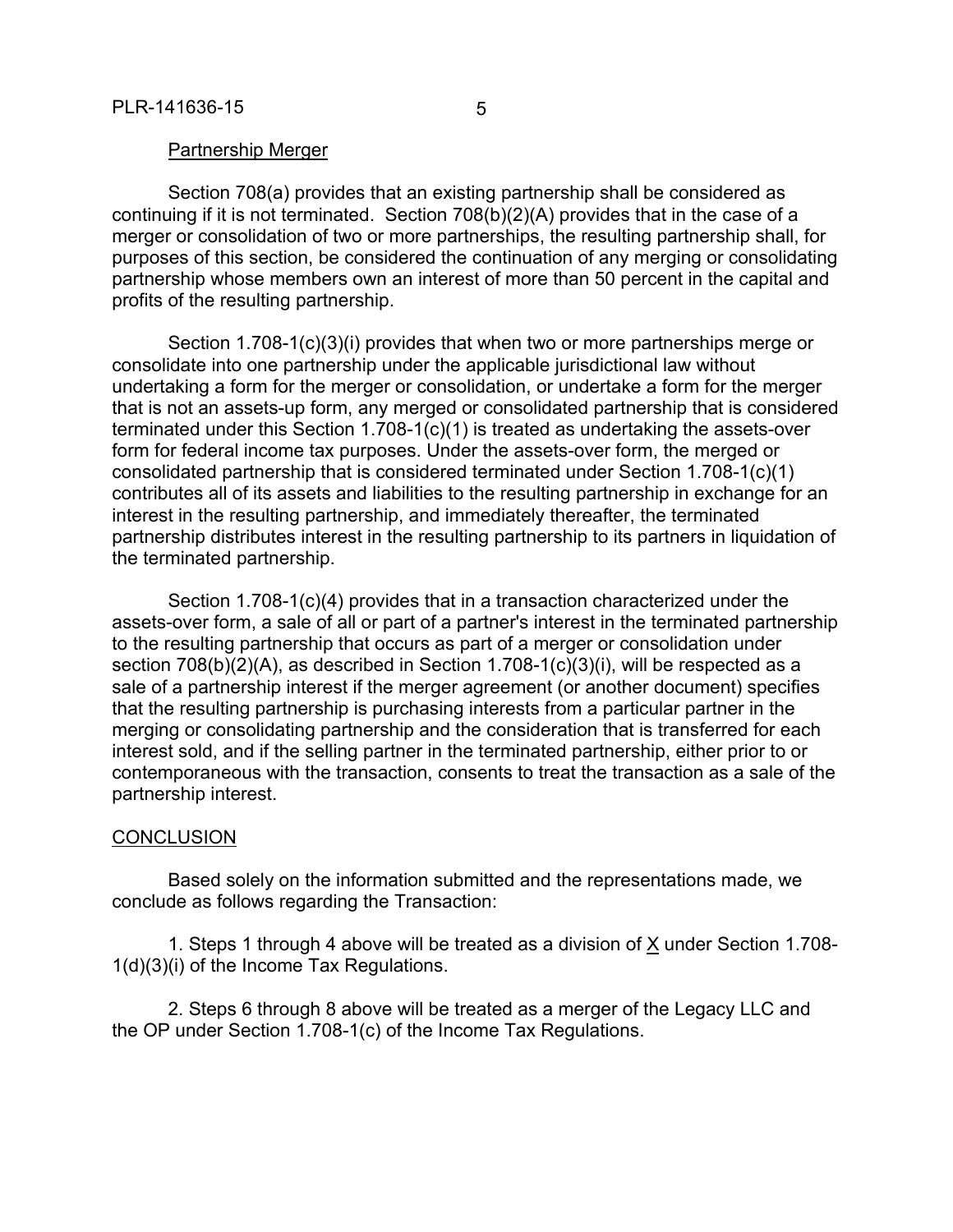Partnership Merger

Section 708(a) provides that an existing partnership shall be considered as continuing if it is not terminated. Section 708(b)(2)(A) provides that in the case of a merger or consolidation of two or more partnerships, the resulting partnership shall, for purposes of this section, be considered the continuation of any merging or consolidating partnership whose members own an interest of more than 50 percent in the capital and profits of the resulting partnership.

Section 1.708-1(c)(3)(i) provides that when two or more partnerships merge or consolidate into one partnership under the applicable jurisdictional law without undertaking a form for the merger or consolidation, or undertake a form for the merger that is not an assets-up form, any merged or consolidated partnership that is considered terminated under this Section 1.708-1(c)(1) is treated as undertaking the assets-over form for federal income tax purposes. Under the assets-over form, the merged or consolidated partnership that is considered terminated under Section 1.708-1(c)(1) contributes all of its assets and liabilities to the resulting partnership in exchange for an interest in the resulting partnership, and immediately thereafter, the terminated partnership distributes interest in the resulting partnership to its partners in liquidation of the terminated partnership.

Section 1.708-1(c)(4) provides that in a transaction characterized under the assets-over form, a sale of all or part of a partner's interest in the terminated partnership to the resulting partnership that occurs as part of a merger or consolidation under section 708(b)(2)(A), as described in Section 1.708-1(c)(3)(i), will be respected as a sale of a partnership interest if the merger agreement (or another document) specifies that the resulting partnership is purchasing interests from a particular partner in the merging or consolidating partnership and the consideration that is transferred for each interest sold, and if the selling partner in the terminated partnership, either prior to or contemporaneous with the transaction, consents to treat the transaction as a sale of the partnership interest.

CONCLUSION

Based solely on the information submitted and the representations made, we conclude as follows regarding the Transaction:

1. Steps 1 through 4 above will be treated as a division of X under Section 1.708-1(d)(3)(i) of the Income Tax Regulations.

2. Steps 6 through 8 above will be treated as a merger of the Legacy LLC and the OP under Section 1.708-1(c) of the Income Tax Regulations.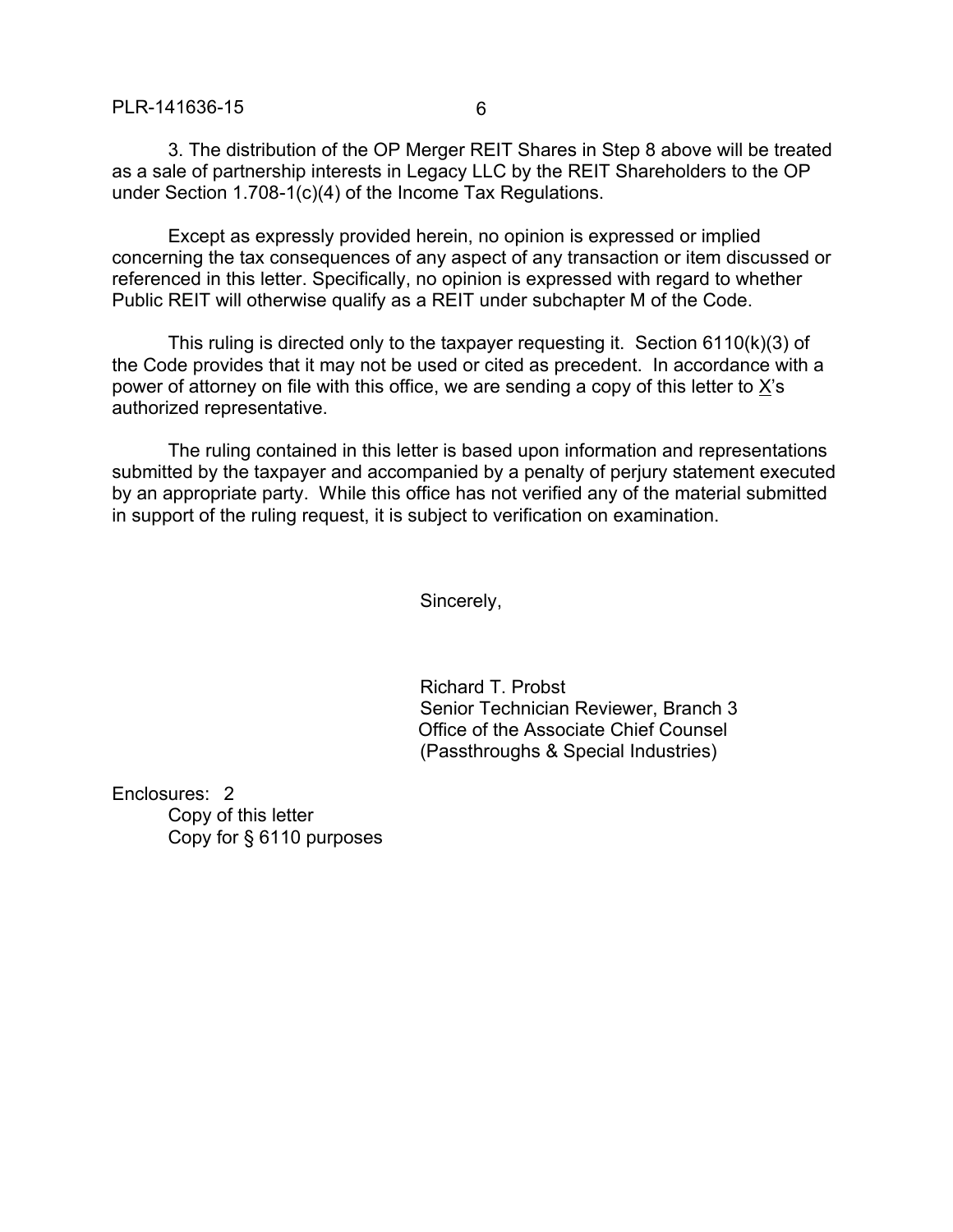3. The distribution of the OP Merger REIT Shares in Step 8 above will be treated as a sale of partnership interests in Legacy LLC by the REIT Shareholders to the OP under Section 1.708-1(c)(4) of the Income Tax Regulations.

Except as expressly provided herein, no opinion is expressed or implied concerning the tax consequences of any aspect of any transaction or item discussed or referenced in this letter. Specifically, no opinion is expressed with regard to whether Public REIT will otherwise qualify as a REIT under subchapter M of the Code.

This ruling is directed only to the taxpayer requesting it. Section 6110(k)(3) of the Code provides that it may not be used or cited as precedent. In accordance with a power of attorney on file with this office, we are sending a copy of this letter to X's authorized representative.

The ruling contained in this letter is based upon information and representations submitted by the taxpayer and accompanied by a penalty of perjury statement executed by an appropriate party. While this office has not verified any of the material submitted in support of the ruling request, it is subject to verification on examination.

Sincerely,

Richard T. Probst
Senior Technician Reviewer, Branch 3
Office of the Associate Chief Counsel
(Passthroughs & Special Industries)

Enclosures: 2
Copy of this letter
Copy for § 6110 purposes